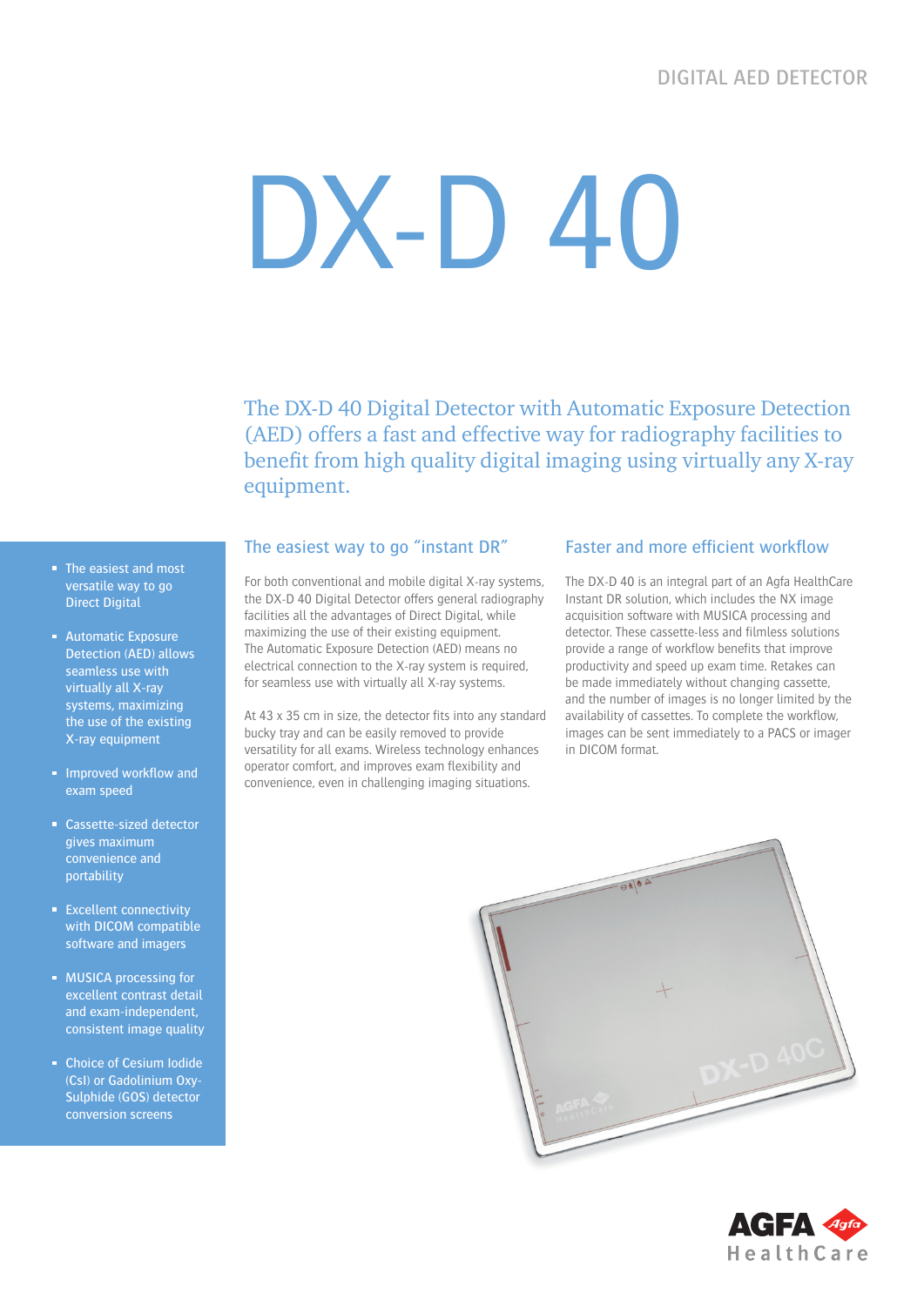DIGITAL AED DETECTOR

# DX-D 40

The DX-D 40 Digital Detector with Automatic Exposure Detection (AED) offers a fast and effective way for radiography facilities to benefit from high quality digital imaging using virtually any X-ray equipment.

- The easiest and most versatile way to go Direct Digital
- Automatic Exposure Detection (AED) allows seamless use with virtually all X-ray systems, maximizing the use of the existing X-ray equipment
- Improved workflow and exam speed
- Cassette-sized detector gives maximum convenience and portability
- Excellent connectivity with DICOM compatible software and imagers
- MUSICA processing for excellent contrast detail and exam-independent, consistent image quality
- Choice of Cesium Iodide (CsI) or Gadolinium Oxy-Sulphide (GOS) detector conversion screens

## The easiest way to go "instant DR"

For both conventional and mobile digital X-ray systems, the DX-D 40 Digital Detector offers general radiography facilities all the advantages of Direct Digital, while maximizing the use of their existing equipment.
The Automatic Exposure Detection (AED) means no electrical connection to the X-ray system is required, for seamless use with virtually all X-ray systems.

At 43 x 35 cm in size, the detector fits into any standard bucky tray and can be easily removed to provide versatility for all exams. Wireless technology enhances operator comfort, and improves exam flexibility and convenience, even in challenging imaging situations.

## Faster and more efficient workflow

The DX-D 40 is an integral part of an Agfa HealthCare Instant DR solution, which includes the NX image acquisition software with MUSICA processing and detector. These cassette-less and filmless solutions provide a range of workflow benefits that improve productivity and speed up exam time. Retakes can be made immediately without changing cassette, and the number of images is no longer limited by the availability of cassettes. To complete the workflow, images can be sent immediately to a PACS or imager in DICOM format.

AGFA HealthCare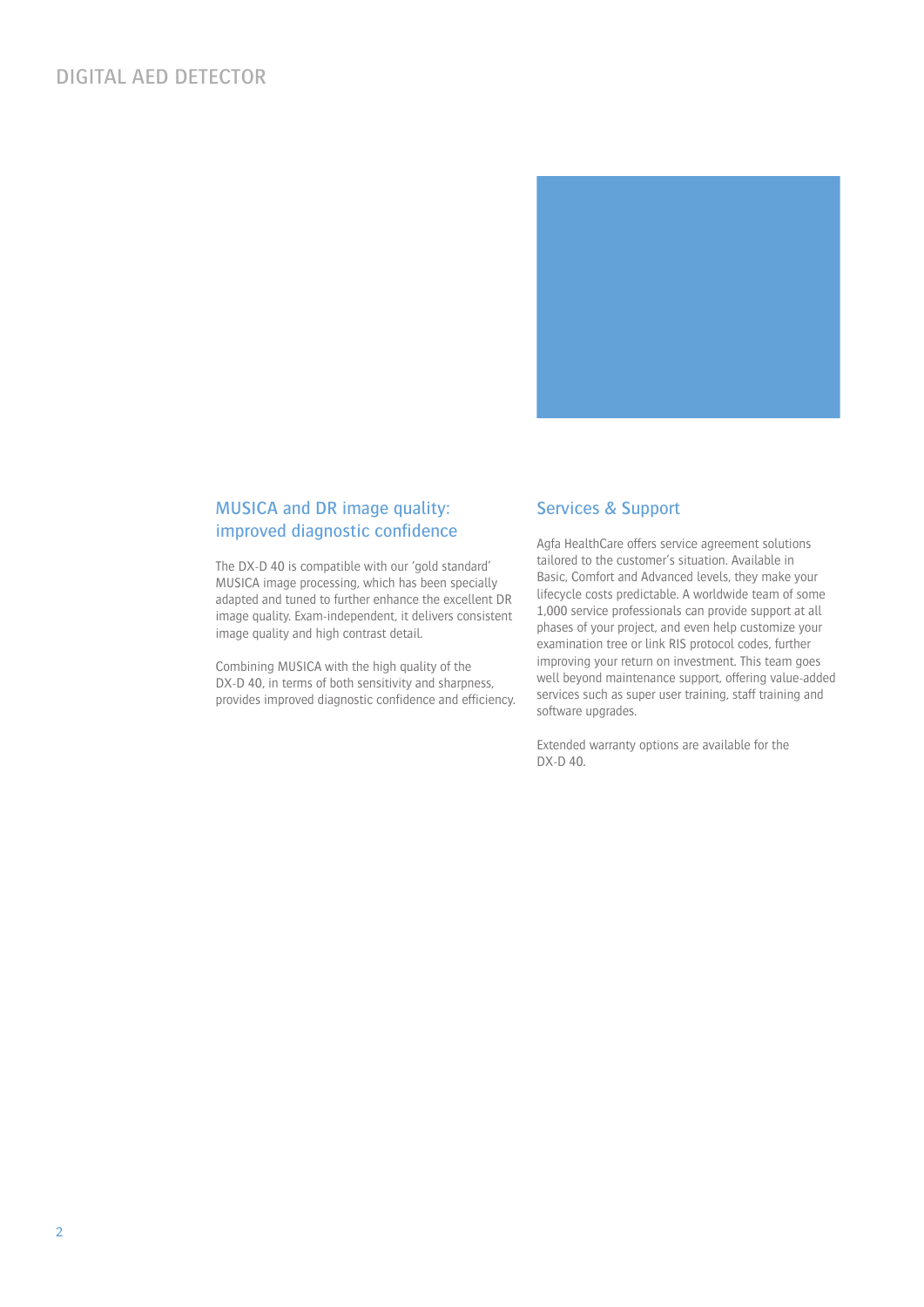## MUSICA and DR image quality: improved diagnostic confidence

The DX-D 40 is compatible with our 'gold standard' MUSICA image processing, which has been specially adapted and tuned to further enhance the excellent DR image quality. Exam-independent, it delivers consistent image quality and high contrast detail.

Combining MUSICA with the high quality of the DX-D 40, in terms of both sensitivity and sharpness, provides improved diagnostic confidence and efficiency.

## Services & Support

Agfa HealthCare offers service agreement solutions tailored to the customer's situation. Available in Basic, Comfort and Advanced levels, they make your lifecycle costs predictable. A worldwide team of some 1,000 service professionals can provide support at all phases of your project, and even help customize your examination tree or link RIS protocol codes, further improving your return on investment. This team goes well beyond maintenance support, offering value-added services such as super user training, staff training and software upgrades.

Extended warranty options are available for the DX-D 40.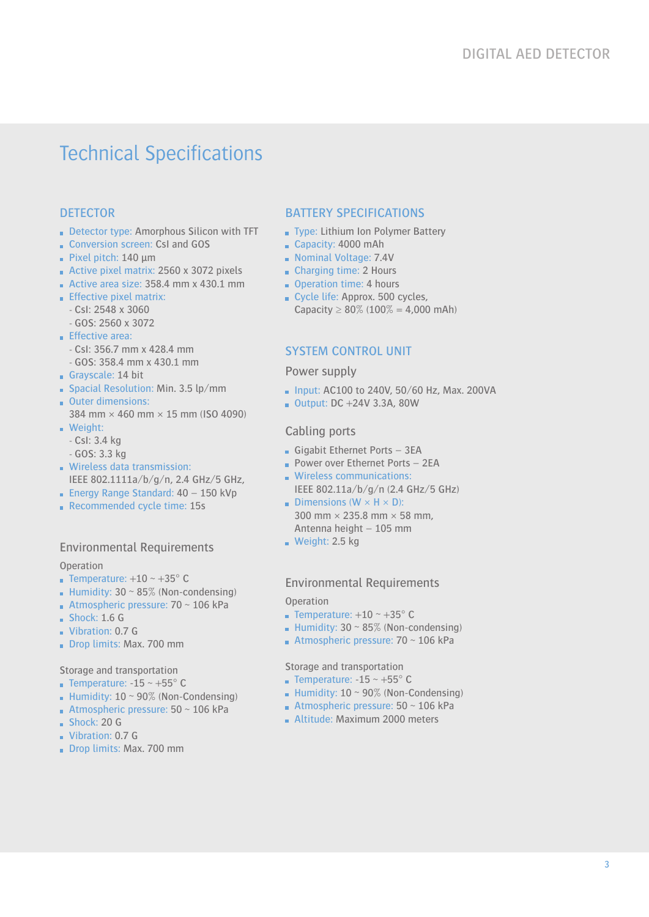# Technical Specifications

## DETECTOR

- Detector type: Amorphous Silicon with TFT
- Conversion screen: CsI and GOS
- Pixel pitch: 140 µm
- Active pixel matrix: 2560 x 3072 pixels
- Active area size: 358.4 mm x 430.1 mm
- Effective pixel matrix:
  - CsI: 2548 x 3060
  - GOS: 2560 x 3072
- Effective area:
  - CsI: 356.7 mm x 428.4 mm
  - GOS: 358.4 mm x 430.1 mm
- Grayscale: 14 bit
- Spacial Resolution: Min. 3.5 lp/mm
- Outer dimensions:
  384 mm × 460 mm × 15 mm (ISO 4090)
- Weight:
  - CsI: 3.4 kg
  - GOS: 3.3 kg
- Wireless data transmission:
  IEEE 802.1111a/b/g/n, 2.4 GHz/5 GHz,
- Energy Range Standard: 40 – 150 kVp
- Recommended cycle time: 15s

### Environmental Requirements

Operation

- Temperature: +10 ~ +35° C
- Humidity: 30 ~ 85% (Non-condensing)
- Atmospheric pressure: 70 ~ 106 kPa
- Shock: 1.6 G
- Vibration: 0.7 G
- Drop limits: Max. 700 mm

Storage and transportation

- Temperature: -15 ~ +55° C
- Humidity: 10 ~ 90% (Non-Condensing)
- Atmospheric pressure: 50 ~ 106 kPa
- Shock: 20 G
- Vibration: 0.7 G
- Drop limits: Max. 700 mm

## BATTERY SPECIFICATIONS

- Type: Lithium Ion Polymer Battery
- Capacity: 4000 mAh
- Nominal Voltage: 7.4V
- Charging time: 2 Hours
- Operation time: 4 hours
- Cycle life: Approx. 500 cycles,
  Capacity ≥ 80% (100% = 4,000 mAh)

## SYSTEM CONTROL UNIT

### Power supply

- Input: AC100 to 240V, 50/60 Hz, Max. 200VA
- Output: DC +24V 3.3A, 80W

### Cabling ports

- Gigabit Ethernet Ports – 3EA
- Power over Ethernet Ports – 2EA
- Wireless communications:
  IEEE 802.11a/b/g/n (2.4 GHz/5 GHz)
- Dimensions (W × H × D):
  300 mm × 235.8 mm × 58 mm,
  Antenna height – 105 mm
- Weight: 2.5 kg

### Environmental Requirements

Operation

- Temperature: +10 ~ +35° C
- Humidity: 30 ~ 85% (Non-condensing)
- Atmospheric pressure: 70 ~ 106 kPa

Storage and transportation

- Temperature: -15 ~ +55° C
- Humidity: 10 ~ 90% (Non-Condensing)
- Atmospheric pressure: 50 ~ 106 kPa
- Altitude: Maximum 2000 meters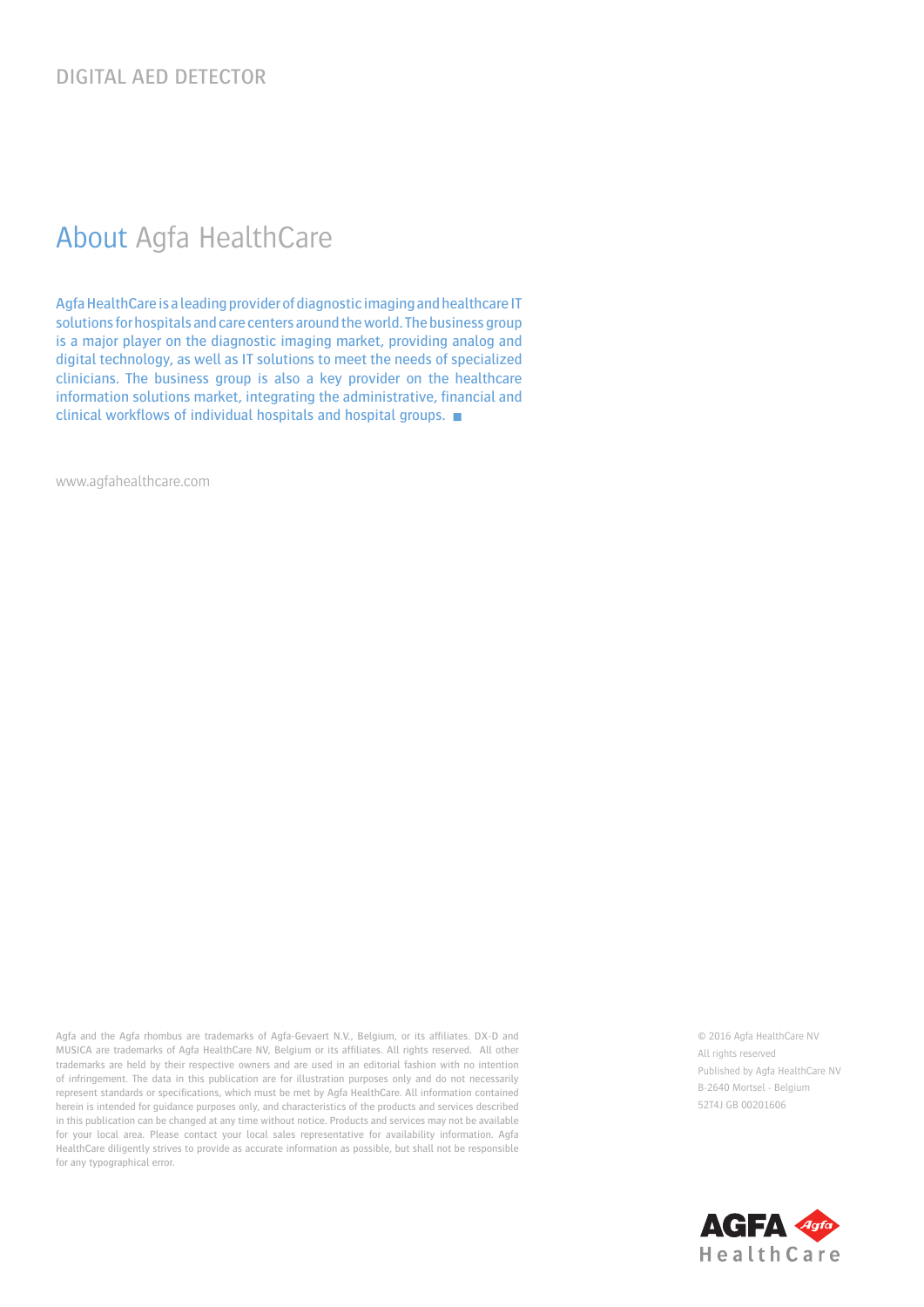## About Agfa HealthCare

Agfa HealthCare is a leading provider of diagnostic imaging and healthcare IT solutions for hospitals and care centers around the world. The business group is a major player on the diagnostic imaging market, providing analog and digital technology, as well as IT solutions to meet the needs of specialized clinicians. The business group is also a key provider on the healthcare information solutions market, integrating the administrative, financial and clinical workflows of individual hospitals and hospital groups. ■

www.agfahealthcare.com

Agfa and the Agfa rhombus are trademarks of Agfa-Gevaert N.V., Belgium, or its affiliates. DX-D and MUSICA are trademarks of Agfa HealthCare NV, Belgium or its affiliates. All rights reserved. All other trademarks are held by their respective owners and are used in an editorial fashion with no intention of infringement. The data in this publication are for illustration purposes only and do not necessarily represent standards or specifications, which must be met by Agfa HealthCare. All information contained herein is intended for guidance purposes only, and characteristics of the products and services described in this publication can be changed at any time without notice. Products and services may not be available for your local area. Please contact your local sales representative for availability information. Agfa HealthCare diligently strives to provide as accurate information as possible, but shall not be responsible for any typographical error.

© 2016 Agfa HealthCare NV
All rights reserved
Published by Agfa HealthCare NV
B-2640 Mortsel - Belgium
52T4J GB 00201606

AGFA HealthCare